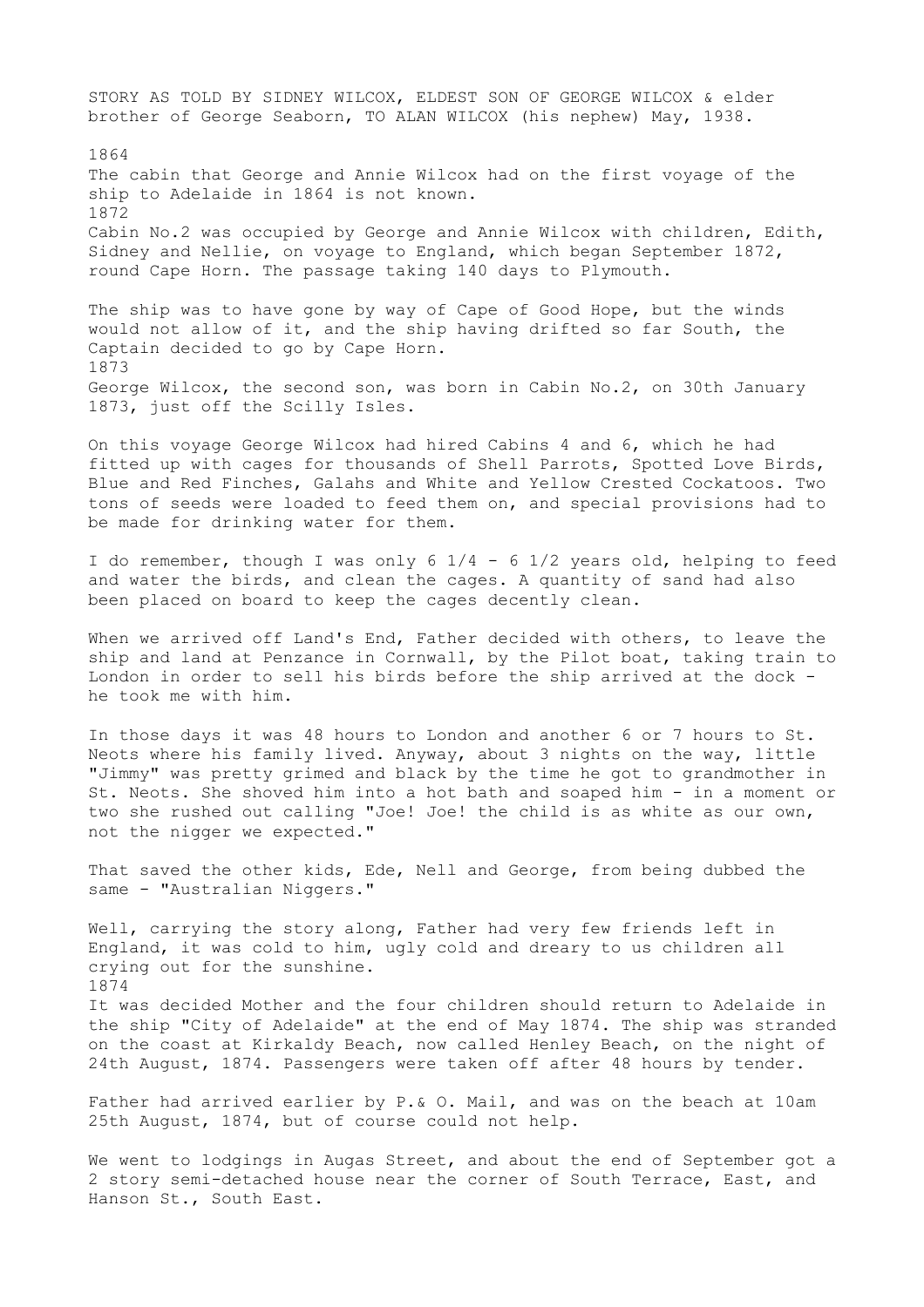STORY AS TOLD BY SIDNEY WILCOX, ELDEST SON OF GEORGE WILCOX & elder brother of George Seaborn, TO ALAN WILCOX (his nephew) May, 1938.

1864

The cabin that George and Annie Wilcox had on the first voyage of the ship to Adelaide in 1864 is not known.

1872

Cabin No.2 was occupied by George and Annie Wilcox with children, Edith, Sidney and Nellie, on voyage to England, which began September 1872, round Cape Horn. The passage taking 140 days to Plymouth.

The ship was to have gone by way of Cape of Good Hope, but the winds would not allow of it, and the ship having drifted so far South, the Captain decided to go by Cape Horn.

1873

George Wilcox, the second son, was born in Cabin No.2, on 30th January 1873, just off the Scilly Isles.

On this voyage George Wilcox had hired Cabins 4 and 6, which he had fitted up with cages for thousands of Shell Parrots, Spotted Love Birds, Blue and Red Finches, Galahs and White and Yellow Crested Cockatoos. Two tons of seeds were loaded to feed them on, and special provisions had to be made for drinking water for them.

I do remember, though I was only 6 1/4 - 6 1/2 years old, helping to feed and water the birds, and clean the cages. A quantity of sand had also been placed on board to keep the cages decently clean.

When we arrived off Land's End, Father decided with others, to leave the ship and land at Penzance in Cornwall, by the Pilot boat, taking train to London in order to sell his birds before the ship arrived at the dock - he took me with him.

In those days it was 48 hours to London and another 6 or 7 hours to St. Neots where his family lived. Anyway, about 3 nights on the way, little "Jimmy" was pretty grimed and black by the time he got to grandmother in St. Neots. She shoved him into a hot bath and soaped him - in a moment or two she rushed out calling "Joe! Joe! the child is as white as our own, not the nigger we expected."

That saved the other kids, Ede, Nell and George, from being dubbed the same - "Australian Niggers."

Well, carrying the story along, Father had very few friends left in England, it was cold to him, ugly cold and dreary to us children all crying out for the sunshine.

1874

It was decided Mother and the four children should return to Adelaide in the ship "City of Adelaide" at the end of May 1874. The ship was stranded on the coast at Kirkaldy Beach, now called Henley Beach, on the night of 24th August, 1874. Passengers were taken off after 48 hours by tender.

Father had arrived earlier by P.& O. Mail, and was on the beach at 10am 25th August, 1874, but of course could not help.

We went to lodgings in Augas Street, and about the end of September got a 2 story semi-detached house near the corner of South Terrace, East, and Hanson St., South East.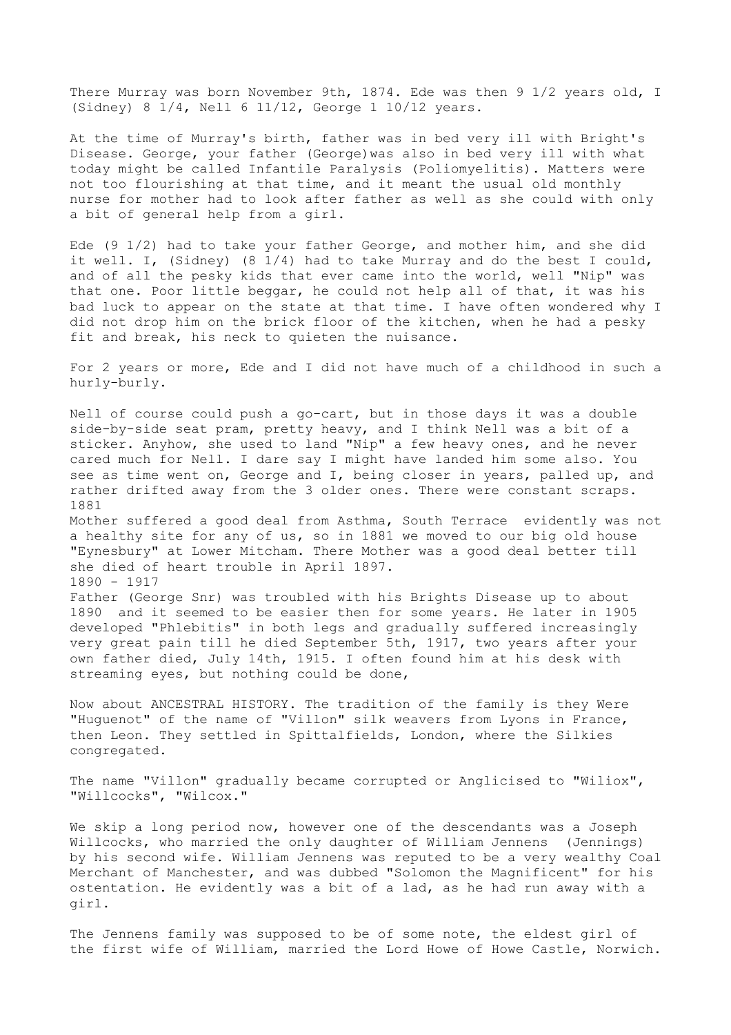There Murray was born November 9th, 1874. Ede was then 9 1/2 years old, I (Sidney) 8 1/4, Nell 6 11/12, George 1 10/12 years.

At the time of Murray's birth, father was in bed very ill with Bright's Disease. George, your father (George)was also in bed very ill with what today might be called Infantile Paralysis (Poliomyelitis). Matters were not too flourishing at that time, and it meant the usual old monthly nurse for mother had to look after father as well as she could with only a bit of general help from a girl.

Ede (9 1/2) had to take your father George, and mother him, and she did it well. I, (Sidney) (8 1/4) had to take Murray and do the best I could, and of all the pesky kids that ever came into the world, well "Nip" was that one. Poor little beggar, he could not help all of that, it was his bad luck to appear on the state at that time. I have often wondered why I did not drop him on the brick floor of the kitchen, when he had a pesky fit and break, his neck to quieten the nuisance.

For 2 years or more, Ede and I did not have much of a childhood in such a hurly-burly.

Nell of course could push a go-cart, but in those days it was a double side-by-side seat pram, pretty heavy, and I think Nell was a bit of a sticker. Anyhow, she used to land "Nip" a few heavy ones, and he never cared much for Nell. I dare say I might have landed him some also. You see as time went on, George and I, being closer in years, palled up, and rather drifted away from the 3 older ones. There were constant scraps.

1881

Mother suffered a good deal from Asthma, South Terrace evidently was not a healthy site for any of us, so in 1881 we moved to our big old house "Eynesbury" at Lower Mitcham. There Mother was a good deal better till she died of heart trouble in April 1897.

1890 - 1917

Father (George Snr) was troubled with his Brights Disease up to about 1890 and it seemed to be easier then for some years. He later in 1905 developed "Phlebitis" in both legs and gradually suffered increasingly very great pain till he died September 5th, 1917, two years after your own father died, July 14th, 1915. I often found him at his desk with streaming eyes, but nothing could be done,

Now about ANCESTRAL HISTORY. The tradition of the family is they Were "Huguenot" of the name of "Villon" silk weavers from Lyons in France, then Leon. They settled in Spittalfields, London, where the Silkies congregated.

The name "Villon" gradually became corrupted or Anglicised to "Wiliox", "Willcocks", "Wilcox."

We skip a long period now, however one of the descendants was a Joseph Willcocks, who married the only daughter of William Jennens (Jennings) by his second wife. William Jennens was reputed to be a very wealthy Coal Merchant of Manchester, and was dubbed "Solomon the Magnificent" for his ostentation. He evidently was a bit of a lad, as he had run away with a girl.

The Jennens family was supposed to be of some note, the eldest girl of the first wife of William, married the Lord Howe of Howe Castle, Norwich.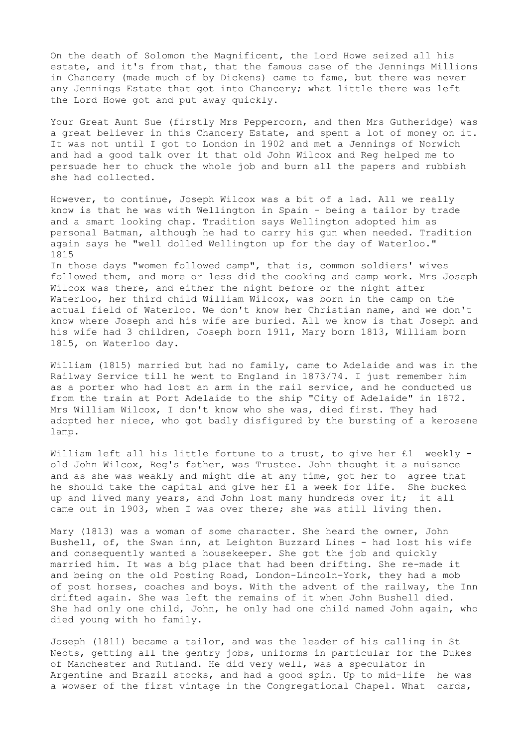On the death of Solomon the Magnificent, the Lord Howe seized all his estate, and it's from that, that the famous case of the Jennings Millions in Chancery (made much of by Dickens) came to fame, but there was never any Jennings Estate that got into Chancery; what little there was left the Lord Howe got and put away quickly.

Your Great Aunt Sue (firstly Mrs Peppercorn, and then Mrs Gutheridge) was a great believer in this Chancery Estate, and spent a lot of money on it. It was not until I got to London in 1902 and met a Jennings of Norwich and had a good talk over it that old John Wilcox and Reg helped me to persuade her to chuck the whole job and burn all the papers and rubbish she had collected.

However, to continue, Joseph Wilcox was a bit of a lad. All we really know is that he was with Wellington in Spain - being a tailor by trade and a smart looking chap. Tradition says Wellington adopted him as personal Batman, although he had to carry his gun when needed. Tradition again says he "well dolled Wellington up for the day of Waterloo." 1815

In those days "women followed camp", that is, common soldiers' wives followed them, and more or less did the cooking and camp work. Mrs Joseph Wilcox was there, and either the night before or the night after Waterloo, her third child William Wilcox, was born in the camp on the actual field of Waterloo. We don't know her Christian name, and we don't know where Joseph and his wife are buried. All we know is that Joseph and his wife had 3 children, Joseph born 1911, Mary born 1813, William born 1815, on Waterloo day.

William (1815) married but had no family, came to Adelaide and was in the Railway Service till he went to England in 1873/74. I just remember him as a porter who had lost an arm in the rail service, and he conducted us from the train at Port Adelaide to the ship "City of Adelaide" in 1872. Mrs William Wilcox, I don't know who she was, died first. They had adopted her niece, who got badly disfigured by the bursting of a kerosene lamp.

William left all his little fortune to a trust, to give her £1 weekly - old John Wilcox, Reg's father, was Trustee. John thought it a nuisance and as she was weakly and might die at any time, got her to agree that he should take the capital and give her £1 a week for life. She bucked up and lived many years, and John lost many hundreds over it; it all came out in 1903, when I was over there; she was still living then.

Mary (1813) was a woman of some character. She heard the owner, John Bushell, of, the Swan inn, at Leighton Buzzard Lines - had lost his wife and consequently wanted a housekeeper. She got the job and quickly married him. It was a big place that had been drifting. She re-made it and being on the old Posting Road, London-Lincoln-York, they had a mob of post horses, coaches and boys. With the advent of the railway, the Inn drifted again. She was left the remains of it when John Bushell died. She had only one child, John, he only had one child named John again, who died young with ho family.

Joseph (1811) became a tailor, and was the leader of his calling in St Neots, getting all the gentry jobs, uniforms in particular for the Dukes of Manchester and Rutland. He did very well, was a speculator in Argentine and Brazil stocks, and had a good spin. Up to mid-life he was a wowser of the first vintage in the Congregational Chapel. What cards,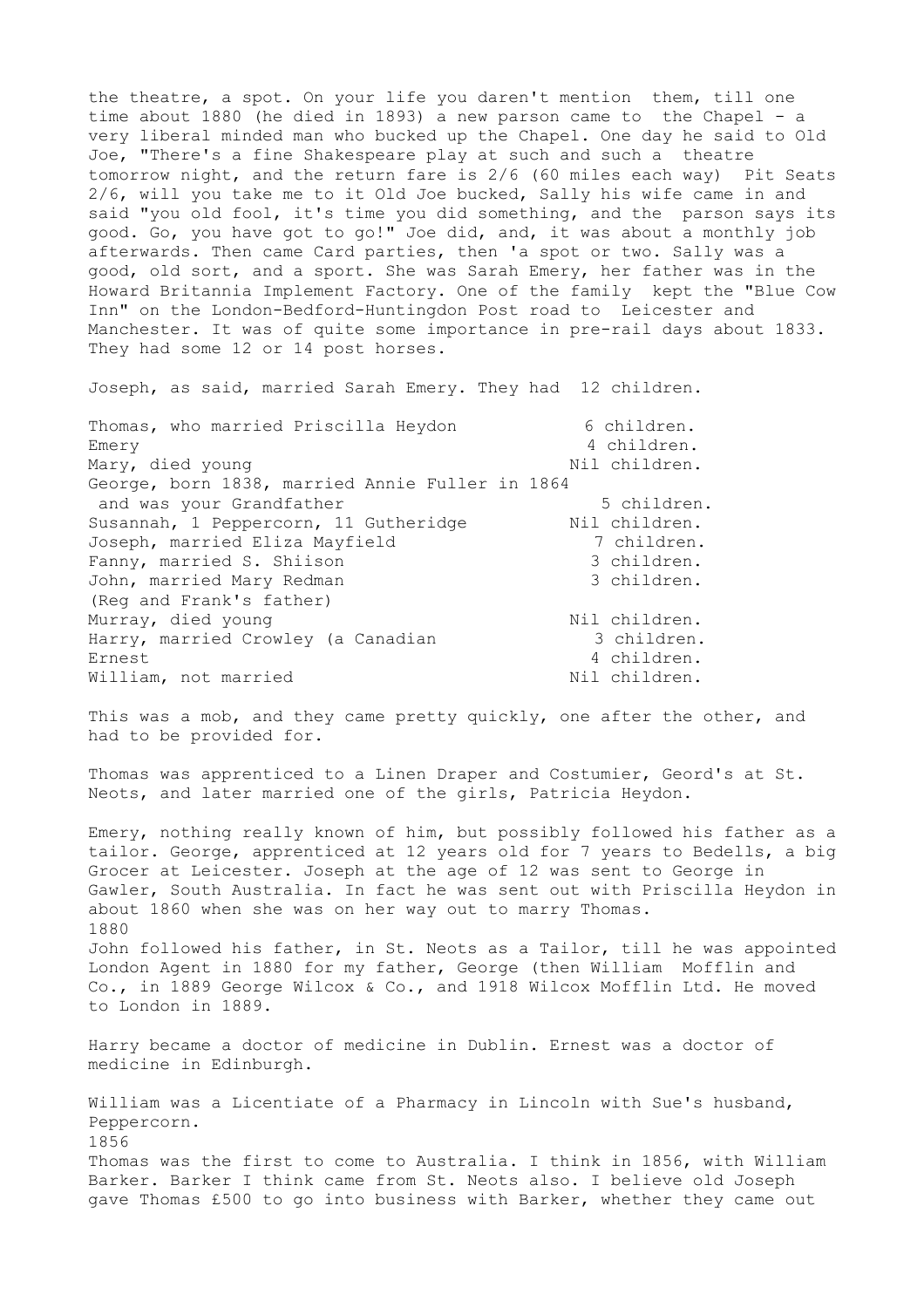the theatre, a spot. On your life you daren't mention them, till one time about 1880 (he died in 1893) a new parson came to the Chapel - a very liberal minded man who bucked up the Chapel. One day he said to Old Joe, "There's a fine Shakespeare play at such and such a theatre tomorrow night, and the return fare is 2/6 (60 miles each way) Pit Seats 2/6, will you take me to it Old Joe bucked, Sally his wife came in and said "you old fool, it's time you did something, and the parson says its good. Go, you have got to go!" Joe did, and, it was about a monthly job afterwards. Then came Card parties, then 'a spot or two. Sally was a good, old sort, and a sport. She was Sarah Emery, her father was in the Howard Britannia Implement Factory. One of the family kept the "Blue Cow Inn" on the London-Bedford-Huntingdon Post road to Leicester and Manchester. It was of quite some importance in pre-rail days about 1833. They had some 12 or 14 post horses.

Joseph, as said, married Sarah Emery. They had 12 children.

| | |
|---|---|
| Thomas, who married Priscilla Heydon | 6 children. |
| Emery | 4 children. |
| Mary, died young | Nil children. |
| George, born 1838, married Annie Fuller in 1864 and was your Grandfather | 5 children. |
| Susannah, 1 Peppercorn, 11 Gutheridge | Nil children. |
| Joseph, married Eliza Mayfield | 7 children. |
| Fanny, married S. Shiison | 3 children. |
| John, married Mary Redman (Reg and Frank's father) | 3 children. |
| Murray, died young | Nil children. |
| Harry, married Crowley (a Canadian | 3 children. |
| Ernest | 4 children. |
| William, not married | Nil children. |

This was a mob, and they came pretty quickly, one after the other, and had to be provided for.

Thomas was apprenticed to a Linen Draper and Costumier, Geord's at St. Neots, and later married one of the girls, Patricia Heydon.

Emery, nothing really known of him, but possibly followed his father as a tailor. George, apprenticed at 12 years old for 7 years to Bedells, a big Grocer at Leicester. Joseph at the age of 12 was sent to George in Gawler, South Australia. In fact he was sent out with Priscilla Heydon in about 1860 when she was on her way out to marry Thomas.

1880

John followed his father, in St. Neots as a Tailor, till he was appointed London Agent in 1880 for my father, George (then William Mofflin and Co., in 1889 George Wilcox & Co., and 1918 Wilcox Mofflin Ltd. He moved to London in 1889.

Harry became a doctor of medicine in Dublin. Ernest was a doctor of medicine in Edinburgh.

William was a Licentiate of a Pharmacy in Lincoln with Sue's husband, Peppercorn.

1856

Thomas was the first to come to Australia. I think in 1856, with William Barker. Barker I think came from St. Neots also. I believe old Joseph gave Thomas £500 to go into business with Barker, whether they came out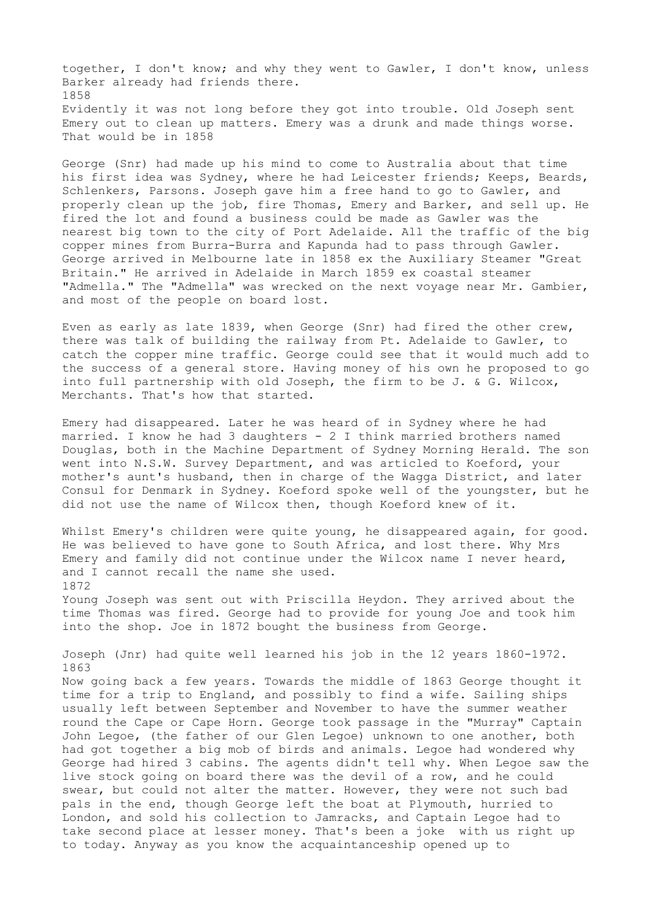together, I don't know; and why they went to Gawler, I don't know, unless Barker already had friends there.

1858

Evidently it was not long before they got into trouble. Old Joseph sent Emery out to clean up matters. Emery was a drunk and made things worse. That would be in 1858

George (Snr) had made up his mind to come to Australia about that time his first idea was Sydney, where he had Leicester friends; Keeps, Beards, Schlenkers, Parsons. Joseph gave him a free hand to go to Gawler, and properly clean up the job, fire Thomas, Emery and Barker, and sell up. He fired the lot and found a business could be made as Gawler was the nearest big town to the city of Port Adelaide. All the traffic of the big copper mines from Burra-Burra and Kapunda had to pass through Gawler. George arrived in Melbourne late in 1858 ex the Auxiliary Steamer "Great Britain." He arrived in Adelaide in March 1859 ex coastal steamer "Admella." The "Admella" was wrecked on the next voyage near Mr. Gambier, and most of the people on board lost.

Even as early as late 1839, when George (Snr) had fired the other crew, there was talk of building the railway from Pt. Adelaide to Gawler, to catch the copper mine traffic. George could see that it would much add to the success of a general store. Having money of his own he proposed to go into full partnership with old Joseph, the firm to be J. & G. Wilcox, Merchants. That's how that started.

Emery had disappeared. Later he was heard of in Sydney where he had married. I know he had 3 daughters - 2 I think married brothers named Douglas, both in the Machine Department of Sydney Morning Herald. The son went into N.S.W. Survey Department, and was articled to Koeford, your mother's aunt's husband, then in charge of the Wagga District, and later Consul for Denmark in Sydney. Koeford spoke well of the youngster, but he did not use the name of Wilcox then, though Koeford knew of it.

Whilst Emery's children were quite young, he disappeared again, for good. He was believed to have gone to South Africa, and lost there. Why Mrs Emery and family did not continue under the Wilcox name I never heard, and I cannot recall the name she used.

1872

Young Joseph was sent out with Priscilla Heydon. They arrived about the time Thomas was fired. George had to provide for young Joe and took him into the shop. Joe in 1872 bought the business from George.

Joseph (Jnr) had quite well learned his job in the 12 years 1860-1972.

1863

Now going back a few years. Towards the middle of 1863 George thought it time for a trip to England, and possibly to find a wife. Sailing ships usually left between September and November to have the summer weather round the Cape or Cape Horn. George took passage in the "Murray" Captain John Legoe, (the father of our Glen Legoe) unknown to one another, both had got together a big mob of birds and animals. Legoe had wondered why George had hired 3 cabins. The agents didn't tell why. When Legoe saw the live stock going on board there was the devil of a row, and he could swear, but could not alter the matter. However, they were not such bad pals in the end, though George left the boat at Plymouth, hurried to London, and sold his collection to Jamracks, and Captain Legoe had to take second place at lesser money. That's been a joke with us right up to today. Anyway as you know the acquaintanceship opened up to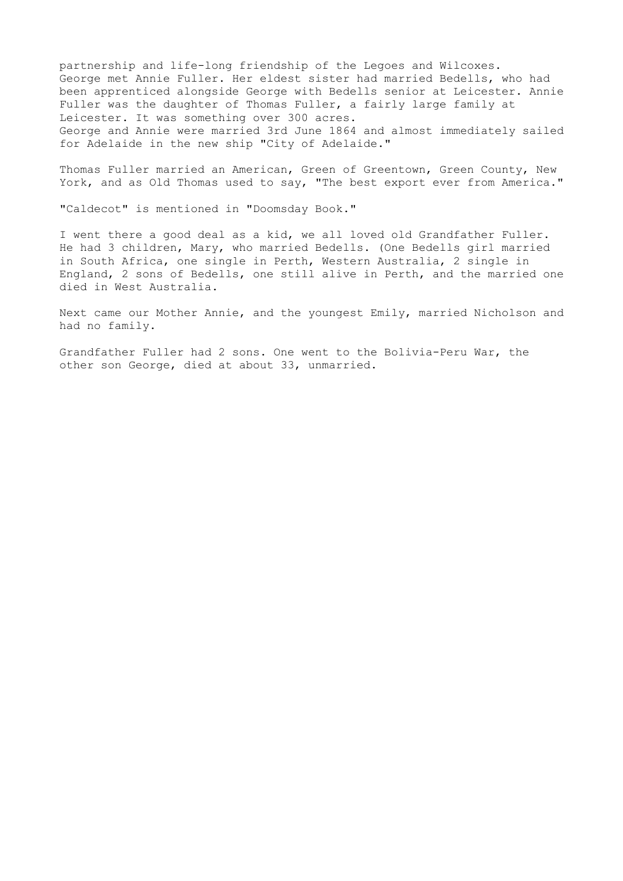partnership and life-long friendship of the Legoes and Wilcoxes.
George met Annie Fuller. Her eldest sister had married Bedells, who had been apprenticed alongside George with Bedells senior at Leicester. Annie Fuller was the daughter of Thomas Fuller, a fairly large family at Leicester. It was something over 300 acres.
George and Annie were married 3rd June 1864 and almost immediately sailed for Adelaide in the new ship "City of Adelaide."

Thomas Fuller married an American, Green of Greentown, Green County, New York, and as Old Thomas used to say, "The best export ever from America."

"Caldecot" is mentioned in "Doomsday Book."

I went there a good deal as a kid, we all loved old Grandfather Fuller. He had 3 children, Mary, who married Bedells. (One Bedells girl married in South Africa, one single in Perth, Western Australia, 2 single in England, 2 sons of Bedells, one still alive in Perth, and the married one died in West Australia.

Next came our Mother Annie, and the youngest Emily, married Nicholson and had no family.

Grandfather Fuller had 2 sons. One went to the Bolivia-Peru War, the other son George, died at about 33, unmarried.